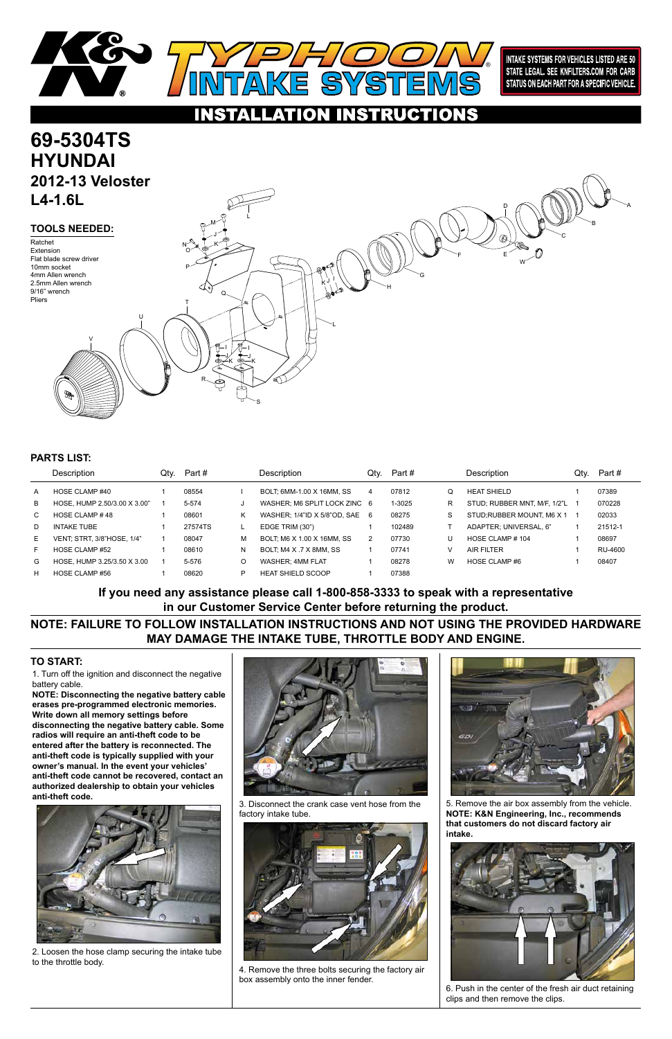# K&N TYPHOON INTAKE SYSTEMS

INTAKE SYSTEMS FOR VEHICLES LISTED ARE 50 STATE LEGAL. SEE KNFILTERS.COM FOR CARB STATUS ON EACH PART FOR A SPECIFIC VEHICLE.

## INSTALLATION INSTRUCTIONS

# 69-5304TS
# HYUNDAI
## 2012-13 Veloster
## L4-1.6L

### TOOLS NEEDED:

Ratchet
Extension
Flat blade screw driver
10mm socket
4mm Allen wrench
2.5mm Allen wrench
9/16" wrench
Pliers

### PARTS LIST:

| | Description | Qty. | Part # | | Description | Qty. | Part # | | Description | Qty. | Part # |
|---|---|---|---|---|---|---|---|---|---|---|---|
| A | HOSE CLAMP #40 | 1 | 08554 | I | BOLT; 6MM-1.00 X 16MM, SS | 4 | 07812 | Q | HEAT SHIELD | 1 | 07389 |
| B | HOSE, HUMP 2.50/3.00 X 3.00" | 1 | 5-574 | J | WASHER; M6 SPLIT LOCK ZINC | 6 | 1-3025 | R | STUD; RUBBER MNT, M/F, 1/2"L | 1 | 070228 |
| C | HOSE CLAMP # 48 | 1 | 08601 | K | WASHER; 1/4"ID X 5/8"OD, SAE | 6 | 08275 | S | STUD;RUBBER MOUNT, M6 X 1 | 1 | 02033 |
| D | INTAKE TUBE | 1 | 27574TS | L | EDGE TRIM (30") | 1 | 102489 | T | ADAPTER; UNIVERSAL, 6" | 1 | 21512-1 |
| E | VENT; STRT, 3/8"HOSE, 1/4" | 1 | 08047 | M | BOLT; M6 X 1.00 X 16MM, SS | 2 | 07730 | U | HOSE CLAMP # 104 | 1 | 08697 |
| F | HOSE CLAMP #52 | 1 | 08610 | N | BOLT; M4 X .7 X 8MM, SS | 1 | 07741 | V | AIR FILTER | 1 | RU-4600 |
| G | HOSE, HUMP 3.25/3.50 X 3.00 | 1 | 5-576 | O | WASHER; 4MM FLAT | 1 | 08278 | W | HOSE CLAMP #6 | 1 | 08407 |
| H | HOSE CLAMP #56 | 1 | 08620 | P | HEAT SHIELD SCOOP | 1 | 07388 | | | | |

**If you need any assistance please call 1-800-858-3333 to speak with a representative in our Customer Service Center before returning the product.**

**NOTE: FAILURE TO FOLLOW INSTALLATION INSTRUCTIONS AND NOT USING THE PROVIDED HARDWARE MAY DAMAGE THE INTAKE TUBE, THROTTLE BODY AND ENGINE.**

### TO START:

1. Turn off the ignition and disconnect the negative battery cable.

**NOTE: Disconnecting the negative battery cable erases pre-programmed electronic memories. Write down all memory settings before disconnecting the negative battery cable. Some radios will require an anti-theft code to be entered after the battery is reconnected. The anti-theft code is typically supplied with your owner's manual. In the event your vehicles' anti-theft code cannot be recovered, contact an authorized dealership to obtain your vehicles anti-theft code.**

2. Loosen the hose clamp securing the intake tube to the throttle body.

3. Disconnect the crank case vent hose from the factory intake tube.

4. Remove the three bolts securing the factory air box assembly onto the inner fender.

5. Remove the air box assembly from the vehicle.
**NOTE: K&N Engineering, Inc., recommends that customers do not discard factory air intake.**

6. Push in the center of the fresh air duct retaining clips and then remove the clips.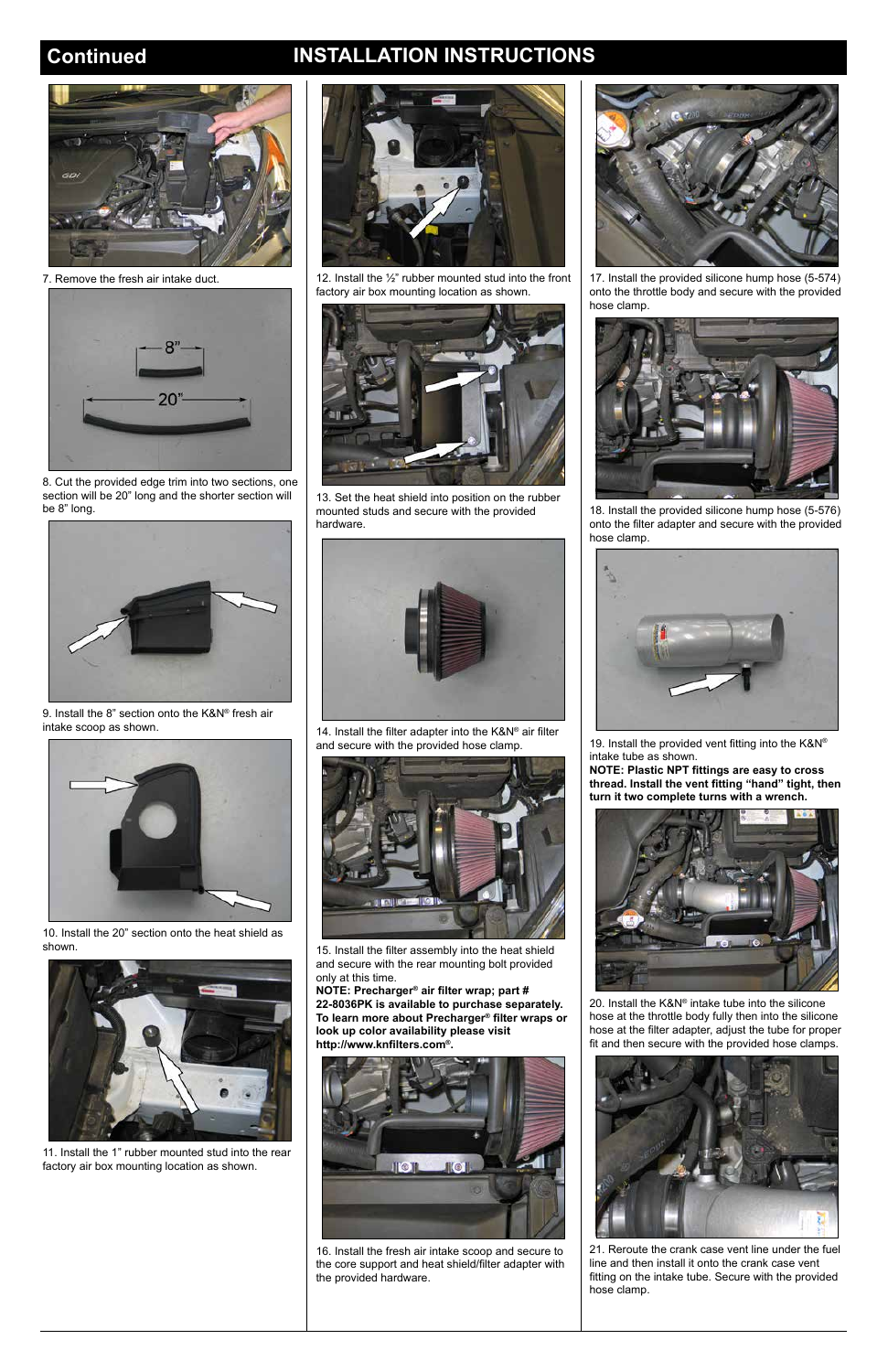## Continued INSTALLATION INSTRUCTIONS

7. Remove the fresh air intake duct.

8. Cut the provided edge trim into two sections, one section will be 20" long and the shorter section will be 8" long.

9. Install the 8" section onto the K&N® fresh air intake scoop as shown.

10. Install the 20" section onto the heat shield as shown.

11. Install the 1" rubber mounted stud into the rear factory air box mounting location as shown.

12. Install the ½" rubber mounted stud into the front factory air box mounting location as shown.

13. Set the heat shield into position on the rubber mounted studs and secure with the provided hardware.

14. Install the filter adapter into the K&N® air filter and secure with the provided hose clamp.

15. Install the filter assembly into the heat shield and secure with the rear mounting bolt provided only at this time.

**NOTE: Precharger® air filter wrap; part # 22-8036PK is available to purchase separately. To learn more about Precharger® filter wraps or look up color availability please visit http://www.knfilters.com®.**

16. Install the fresh air intake scoop and secure to the core support and heat shield/filter adapter with the provided hardware.

17. Install the provided silicone hump hose (5-574) onto the throttle body and secure with the provided hose clamp.

18. Install the provided silicone hump hose (5-576) onto the filter adapter and secure with the provided hose clamp.

19. Install the provided vent fitting into the K&N® intake tube as shown.

**NOTE: Plastic NPT fittings are easy to cross thread. Install the vent fitting "hand" tight, then turn it two complete turns with a wrench.**

20. Install the K&N® intake tube into the silicone hose at the throttle body fully then into the silicone hose at the filter adapter, adjust the tube for proper fit and then secure with the provided hose clamps.

21. Reroute the crank case vent line under the fuel line and then install it onto the crank case vent fitting on the intake tube. Secure with the provided hose clamp.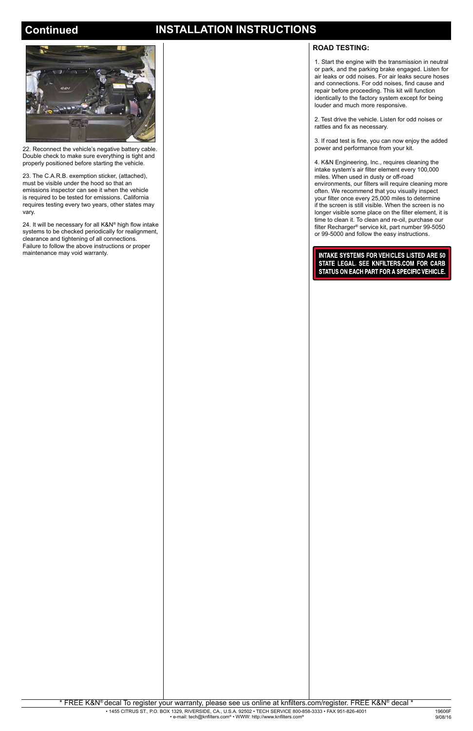## Continued

# INSTALLATION INSTRUCTIONS

22. Reconnect the vehicle's negative battery cable. Double check to make sure everything is tight and properly positioned before starting the vehicle.

23. The C.A.R.B. exemption sticker, (attached), must be visible under the hood so that an emissions inspector can see it when the vehicle is required to be tested for emissions. California requires testing every two years, other states may vary.

24. It will be necessary for all K&N® high flow intake systems to be checked periodically for realignment, clearance and tightening of all connections. Failure to follow the above instructions or proper maintenance may void warranty.

### ROAD TESTING:

1. Start the engine with the transmission in neutral or park, and the parking brake engaged. Listen for air leaks or odd noises. For air leaks secure hoses and connections. For odd noises, find cause and repair before proceeding. This kit will function identically to the factory system except for being louder and much more responsive.

2. Test drive the vehicle. Listen for odd noises or rattles and fix as necessary.

3. If road test is fine, you can now enjoy the added power and performance from your kit.

4. K&N Engineering, Inc., requires cleaning the intake system's air filter element every 100,000 miles. When used in dusty or off-road environments, our filters will require cleaning more often. We recommend that you visually inspect your filter once every 25,000 miles to determine if the screen is still visible. When the screen is no longer visible some place on the filter element, it is time to clean it. To clean and re-oil, purchase our filter Recharger® service kit, part number 99-5050 or 99-5000 and follow the easy instructions.

**INTAKE SYSTEMS FOR VEHICLES LISTED ARE 50 STATE LEGAL. SEE KNFILTERS.COM FOR CARB STATUS ON EACH PART FOR A SPECIFIC VEHICLE.**

* FREE K&N® decal To register your warranty, please see us online at knfilters.com/register. FREE K&N® decal *

• 1455 CITRUS ST., P.O. BOX 1329, RIVERSIDE, CA., U.S.A. 92502 • TECH SERVICE 800-858-3333 • FAX 951-826-4001
• e-mail: tech@knfilters.com® • WWW: http://www.knfilters.com®

19606F
9/08/16